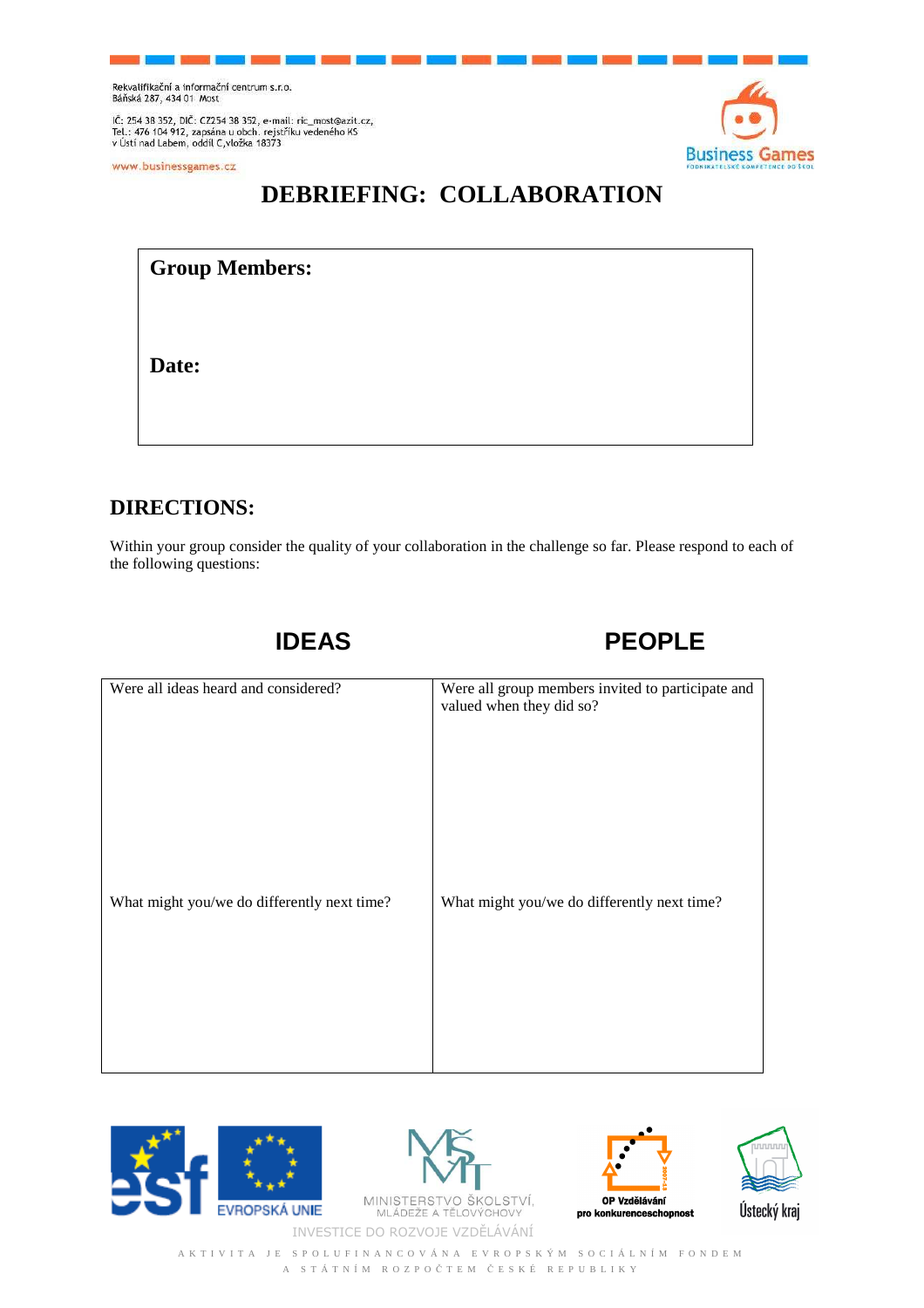Rekvalifikační a informační centrum s.r.o.
Báňská 287, 434 01 Most

IČ: 254 38 352, DIČ: CZ254 38 352, e-mail: ric_most@azit.cz,
Tel.: 476 104 912, zapsána u obch. rejstříku vedeného KS
v Ústí nad Labem, oddíl C,vložka 18373

www.businessgames.cz

# DEBRIEFING: COLLABORATION

**Group Members:**

**Date:**

## DIRECTIONS:

Within your group consider the quality of your collaboration in the challenge so far. Please respond to each of the following questions:

| IDEAS | PEOPLE |
| --- | --- |
| Were all ideas heard and considered? | Were all group members invited to participate and valued when they did so? |
| What might you/we do differently next time? | What might you/we do differently next time? |

INVESTICE DO ROZVOJE VZDĚLÁVÁNÍ

AKTIVITA JE SPOLUFINANCOVÁNA EVROPSKÝM SOCIÁLNÍM FONDEM A STÁTNÍM ROZPOČTEM ČESKÉ REPUBLIKY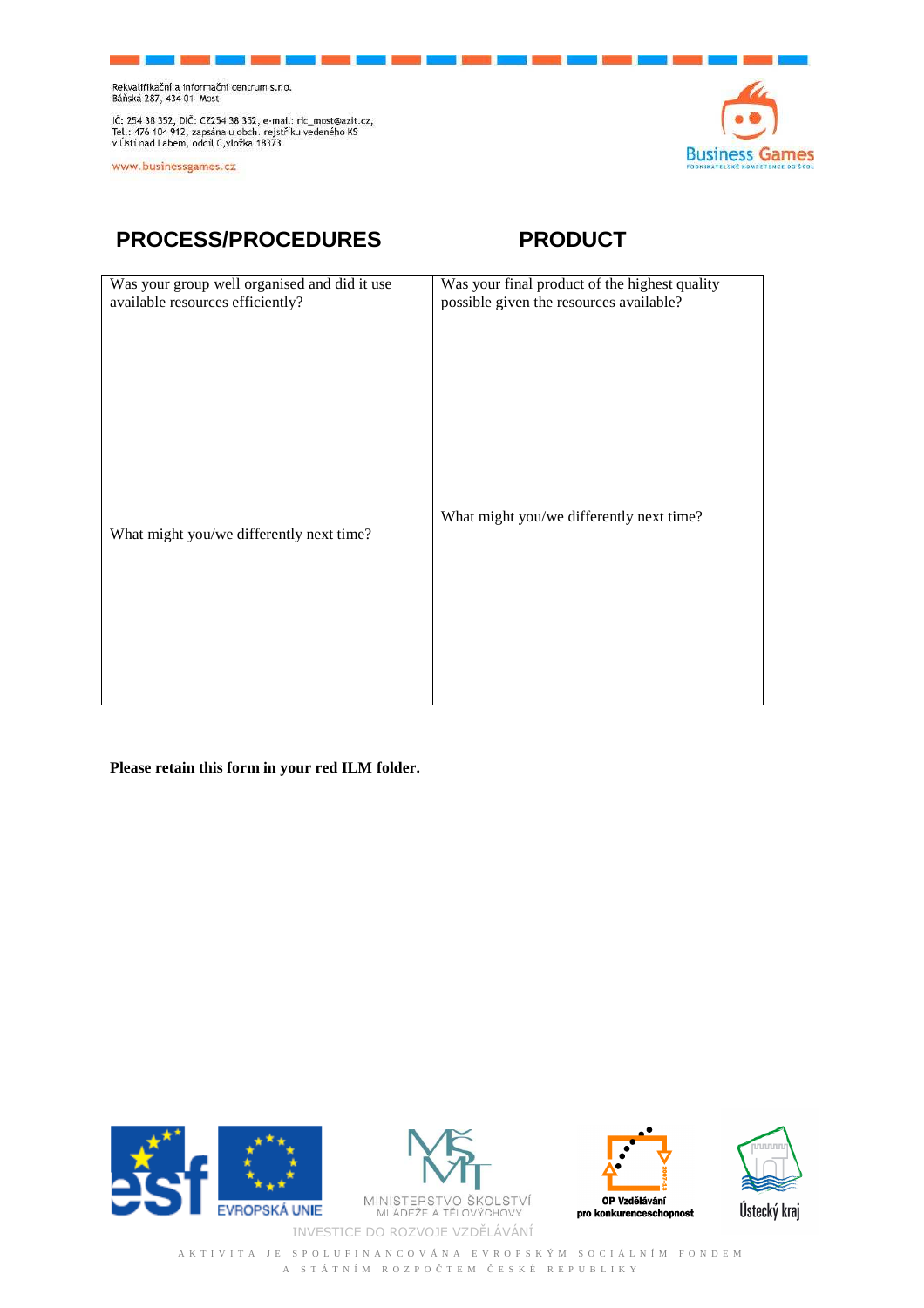## PROCESS/PROCEDURES

## PRODUCT

| PROCESS/PROCEDURES | PRODUCT |
| --- | --- |
| Was your group well organised and did it use available resources efficiently? | Was your final product of the highest quality possible given the resources available? |
| What might you/we differently next time? | What might you/we differently next time? |

**Please retain this form in your red ILM folder.**